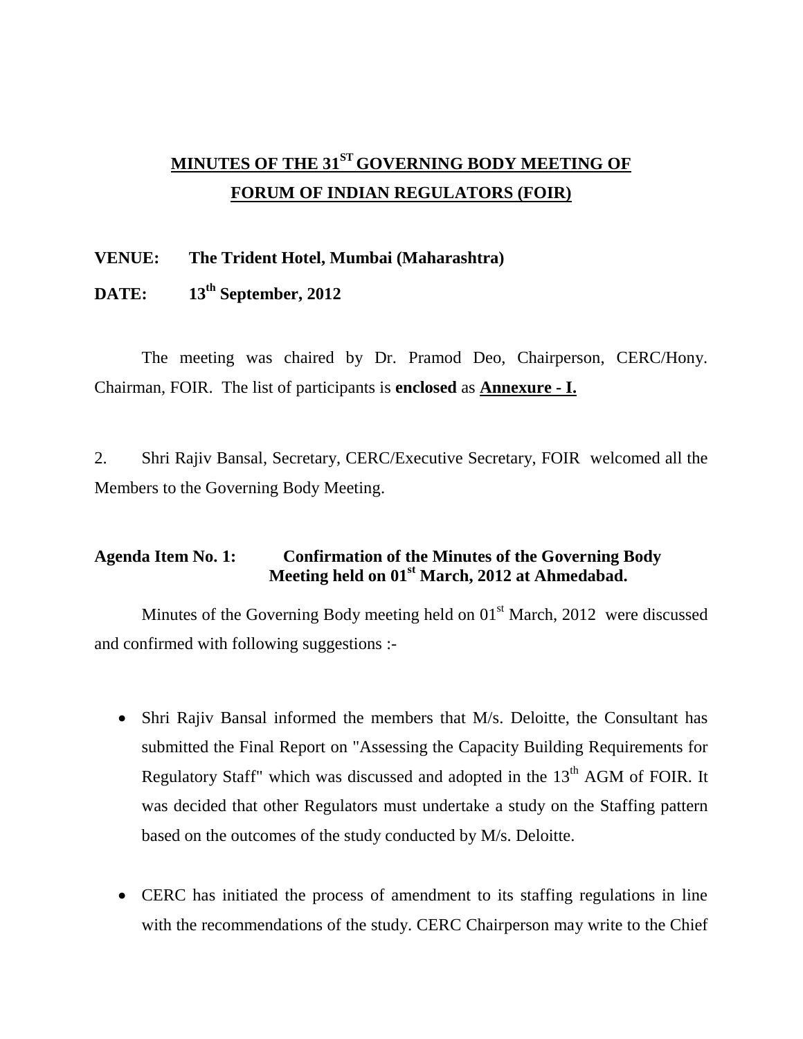# MINUTES OF THE 31ST GOVERNING BODY MEETING OF FORUM OF INDIAN REGULATORS (FOIR)

**VENUE:** **The Trident Hotel, Mumbai (Maharashtra)**

**DATE:** **13th September, 2012**

The meeting was chaired by Dr. Pramod Deo, Chairperson, CERC/Hony. Chairman, FOIR. The list of participants is **enclosed** as **Annexure - I.**

2. Shri Rajiv Bansal, Secretary, CERC/Executive Secretary, FOIR welcomed all the Members to the Governing Body Meeting.

**Agenda Item No. 1: Confirmation of the Minutes of the Governing Body Meeting held on 01st March, 2012 at Ahmedabad.**

Minutes of the Governing Body meeting held on 01st March, 2012 were discussed and confirmed with following suggestions :-

- Shri Rajiv Bansal informed the members that M/s. Deloitte, the Consultant has submitted the Final Report on "Assessing the Capacity Building Requirements for Regulatory Staff" which was discussed and adopted in the 13th AGM of FOIR. It was decided that other Regulators must undertake a study on the Staffing pattern based on the outcomes of the study conducted by M/s. Deloitte.

- CERC has initiated the process of amendment to its staffing regulations in line with the recommendations of the study. CERC Chairperson may write to the Chief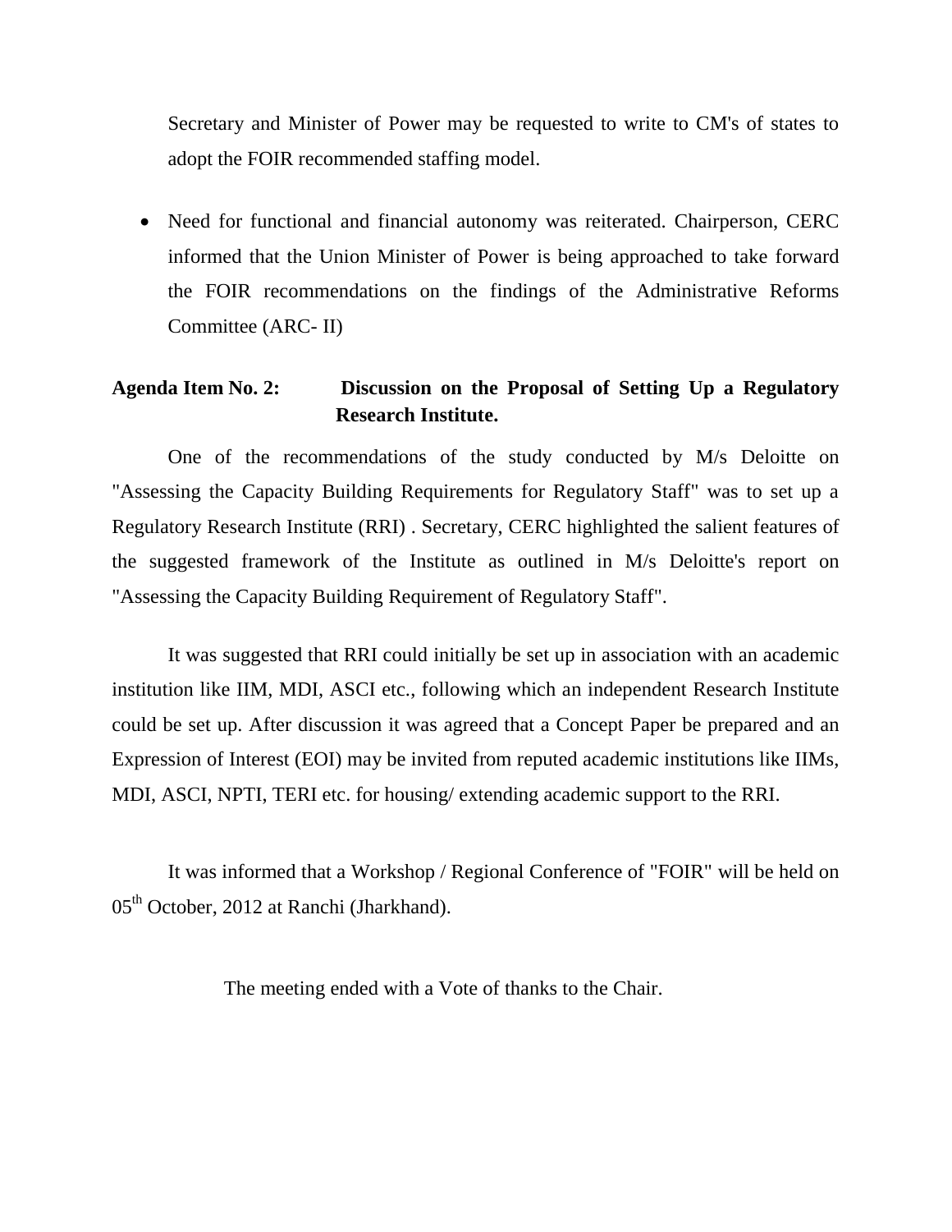Secretary and Minister of Power may be requested to write to CM's of states to adopt the FOIR recommended staffing model.

- Need for functional and financial autonomy was reiterated. Chairperson, CERC informed that the Union Minister of Power is being approached to take forward the FOIR recommendations on the findings of the Administrative Reforms Committee (ARC- II)

**Agenda Item No. 2: Discussion on the Proposal of Setting Up a Regulatory Research Institute.**

One of the recommendations of the study conducted by M/s Deloitte on "Assessing the Capacity Building Requirements for Regulatory Staff" was to set up a Regulatory Research Institute (RRI) . Secretary, CERC highlighted the salient features of the suggested framework of the Institute as outlined in M/s Deloitte's report on "Assessing the Capacity Building Requirement of Regulatory Staff".

It was suggested that RRI could initially be set up in association with an academic institution like IIM, MDI, ASCI etc., following which an independent Research Institute could be set up. After discussion it was agreed that a Concept Paper be prepared and an Expression of Interest (EOI) may be invited from reputed academic institutions like IIMs, MDI, ASCI, NPTI, TERI etc. for housing/ extending academic support to the RRI.

It was informed that a Workshop / Regional Conference of "FOIR" will be held on 05th October, 2012 at Ranchi (Jharkhand).

The meeting ended with a Vote of thanks to the Chair.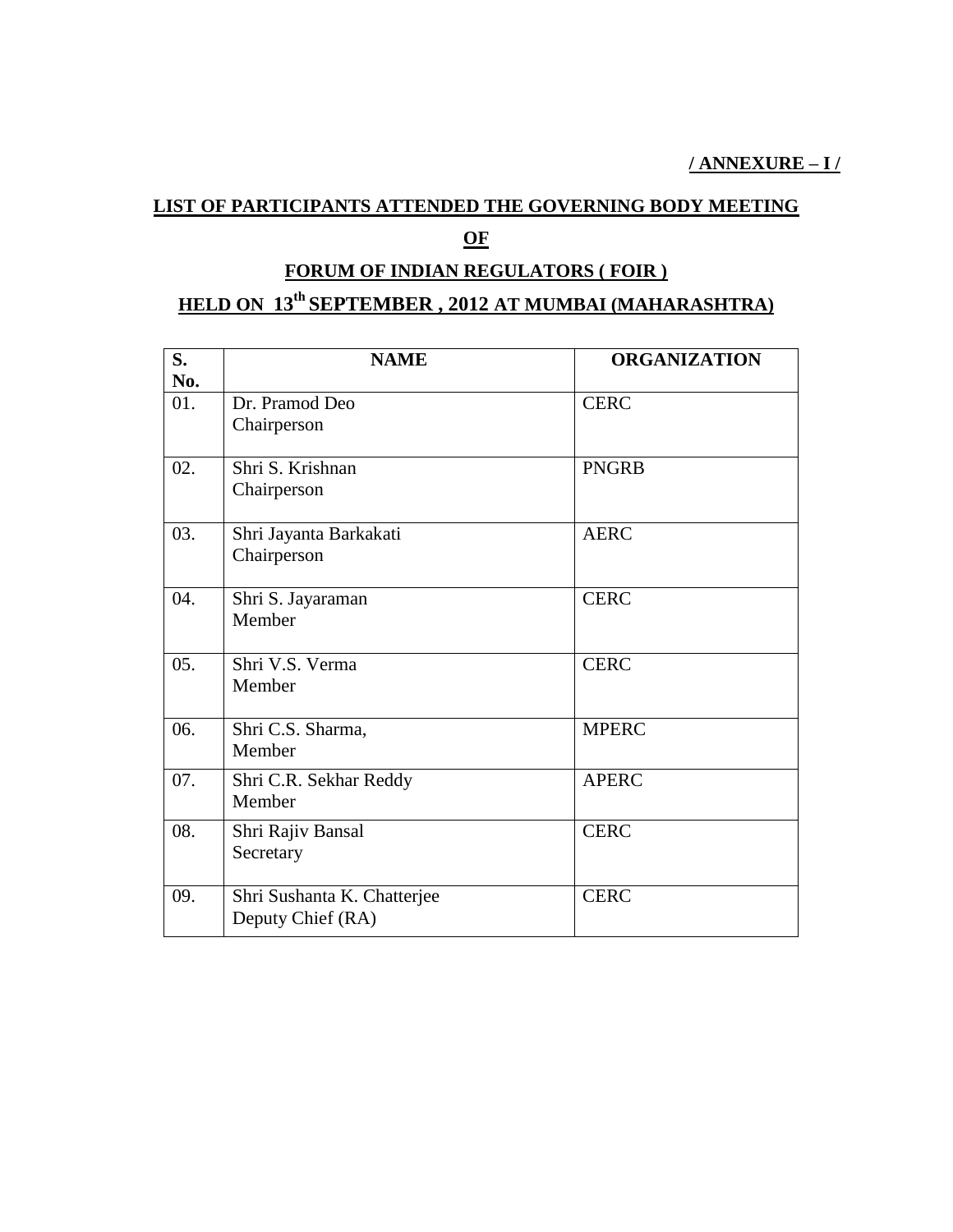**/ ANNEXURE – I /**

## LIST OF PARTICIPANTS ATTENDED THE GOVERNING BODY MEETING

## OF

## FORUM OF INDIAN REGULATORS ( FOIR )

## HELD ON 13th SEPTEMBER , 2012 AT MUMBAI (MAHARASHTRA)

| S. No. | NAME | ORGANIZATION |
|---|---|---|
| 01. | Dr. Pramod Deo<br>Chairperson | CERC |
| 02. | Shri S. Krishnan<br>Chairperson | PNGRB |
| 03. | Shri Jayanta Barkakati<br>Chairperson | AERC |
| 04. | Shri S. Jayaraman<br>Member | CERC |
| 05. | Shri V.S. Verma<br>Member | CERC |
| 06. | Shri C.S. Sharma,<br>Member | MPERC |
| 07. | Shri C.R. Sekhar Reddy<br>Member | APERC |
| 08. | Shri Rajiv Bansal<br>Secretary | CERC |
| 09. | Shri Sushanta K. Chatterjee<br>Deputy Chief (RA) | CERC |